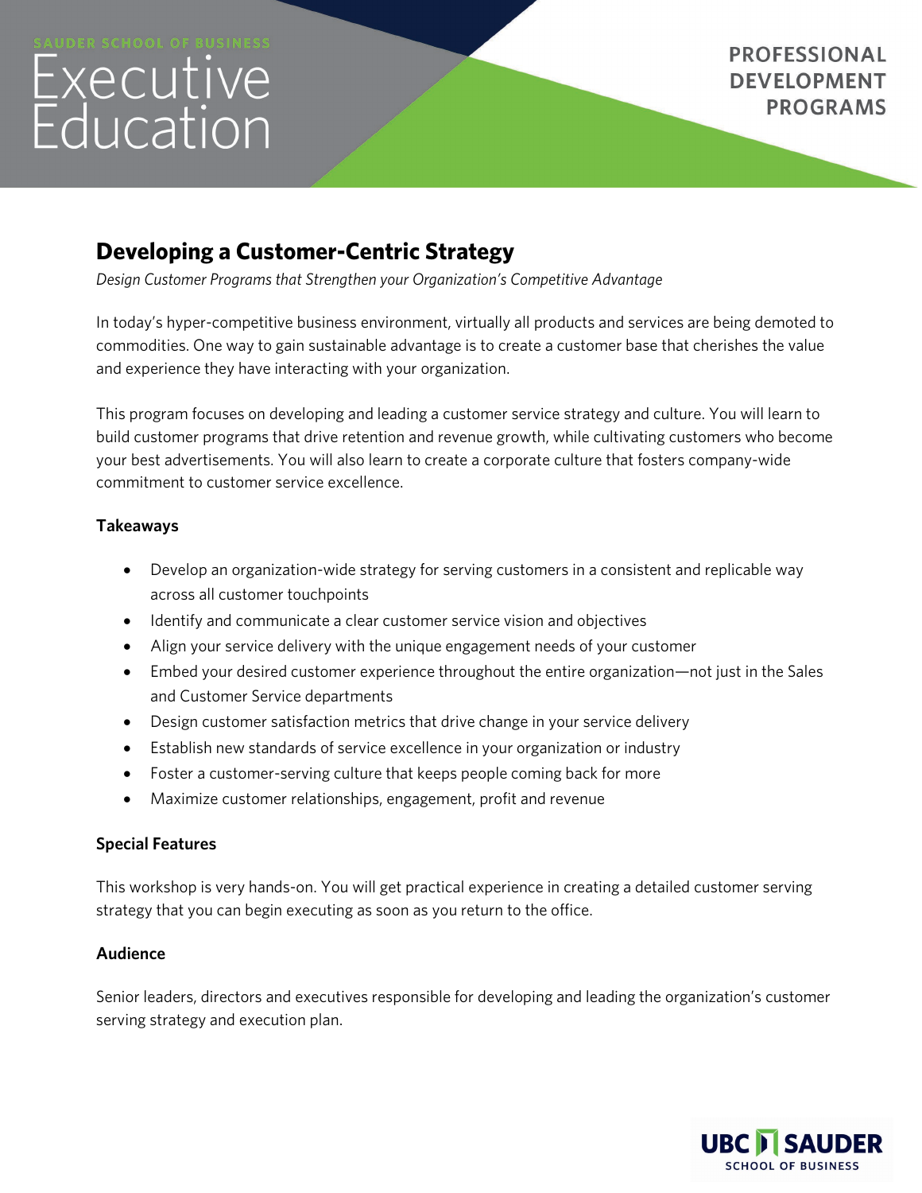SAUDER SCHOOL OF BUSINESS
Executive Education

PROFESSIONAL DEVELOPMENT PROGRAMS

# Developing a Customer-Centric Strategy

*Design Customer Programs that Strengthen your Organization's Competitive Advantage*

In today's hyper-competitive business environment, virtually all products and services are being demoted to commodities. One way to gain sustainable advantage is to create a customer base that cherishes the value and experience they have interacting with your organization.

This program focuses on developing and leading a customer service strategy and culture. You will learn to build customer programs that drive retention and revenue growth, while cultivating customers who become your best advertisements. You will also learn to create a corporate culture that fosters company-wide commitment to customer service excellence.

## Takeaways

- Develop an organization-wide strategy for serving customers in a consistent and replicable way across all customer touchpoints
- Identify and communicate a clear customer service vision and objectives
- Align your service delivery with the unique engagement needs of your customer
- Embed your desired customer experience throughout the entire organization—not just in the Sales and Customer Service departments
- Design customer satisfaction metrics that drive change in your service delivery
- Establish new standards of service excellence in your organization or industry
- Foster a customer-serving culture that keeps people coming back for more
- Maximize customer relationships, engagement, profit and revenue

## Special Features

This workshop is very hands-on. You will get practical experience in creating a detailed customer serving strategy that you can begin executing as soon as you return to the office.

## Audience

Senior leaders, directors and executives responsible for developing and leading the organization's customer serving strategy and execution plan.

UBC SAUDER SCHOOL OF BUSINESS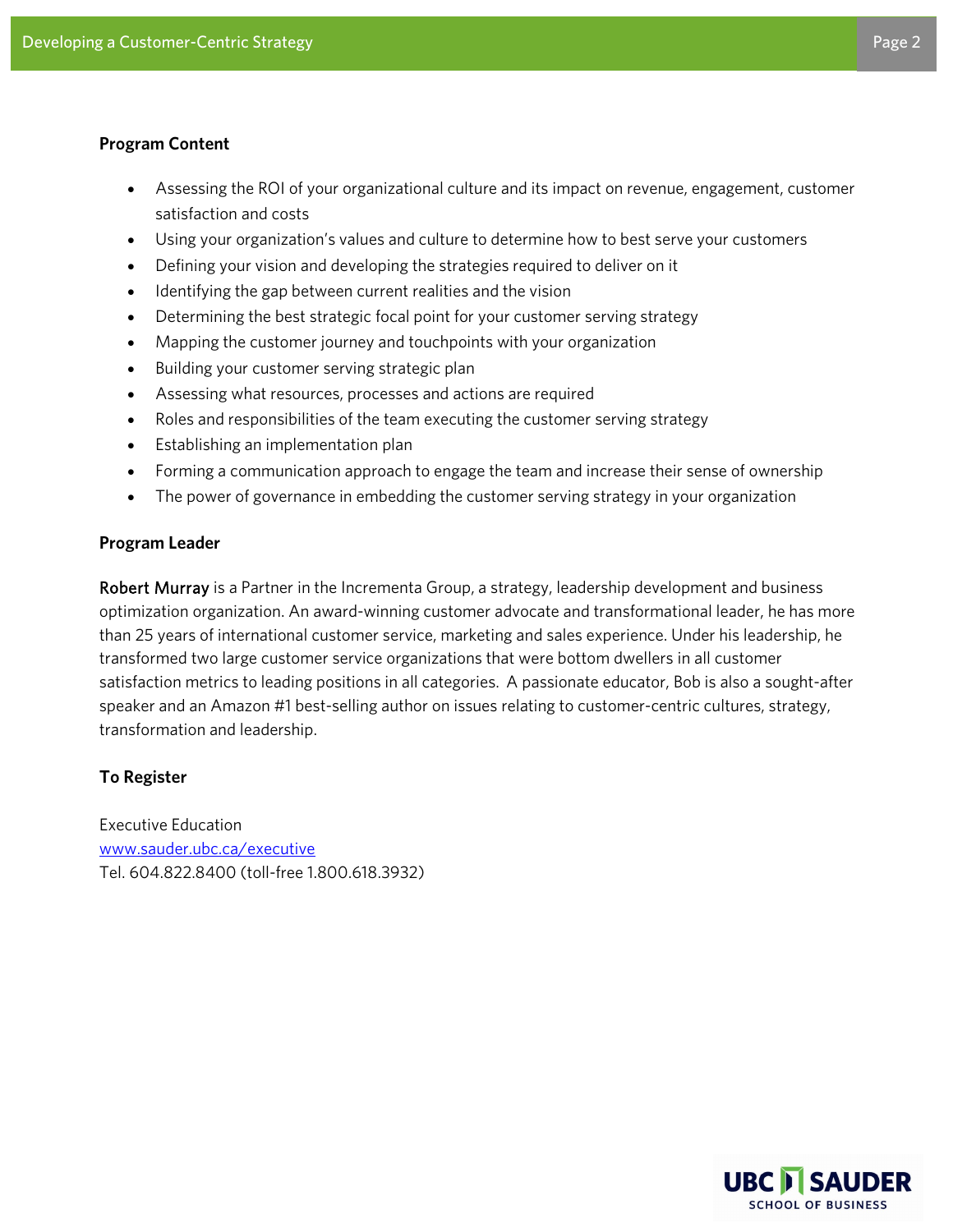## Program Content

- Assessing the ROI of your organizational culture and its impact on revenue, engagement, customer satisfaction and costs
- Using your organization's values and culture to determine how to best serve your customers
- Defining your vision and developing the strategies required to deliver on it
- Identifying the gap between current realities and the vision
- Determining the best strategic focal point for your customer serving strategy
- Mapping the customer journey and touchpoints with your organization
- Building your customer serving strategic plan
- Assessing what resources, processes and actions are required
- Roles and responsibilities of the team executing the customer serving strategy
- Establishing an implementation plan
- Forming a communication approach to engage the team and increase their sense of ownership
- The power of governance in embedding the customer serving strategy in your organization

## Program Leader

Robert Murray is a Partner in the Incrementa Group, a strategy, leadership development and business optimization organization. An award-winning customer advocate and transformational leader, he has more than 25 years of international customer service, marketing and sales experience. Under his leadership, he transformed two large customer service organizations that were bottom dwellers in all customer satisfaction metrics to leading positions in all categories. A passionate educator, Bob is also a sought-after speaker and an Amazon #1 best-selling author on issues relating to customer-centric cultures, strategy, transformation and leadership.

## To Register

Executive Education
[www.sauder.ubc.ca/executive](http://www.sauder.ubc.ca/executive)
Tel. 604.822.8400 (toll-free 1.800.618.3932)